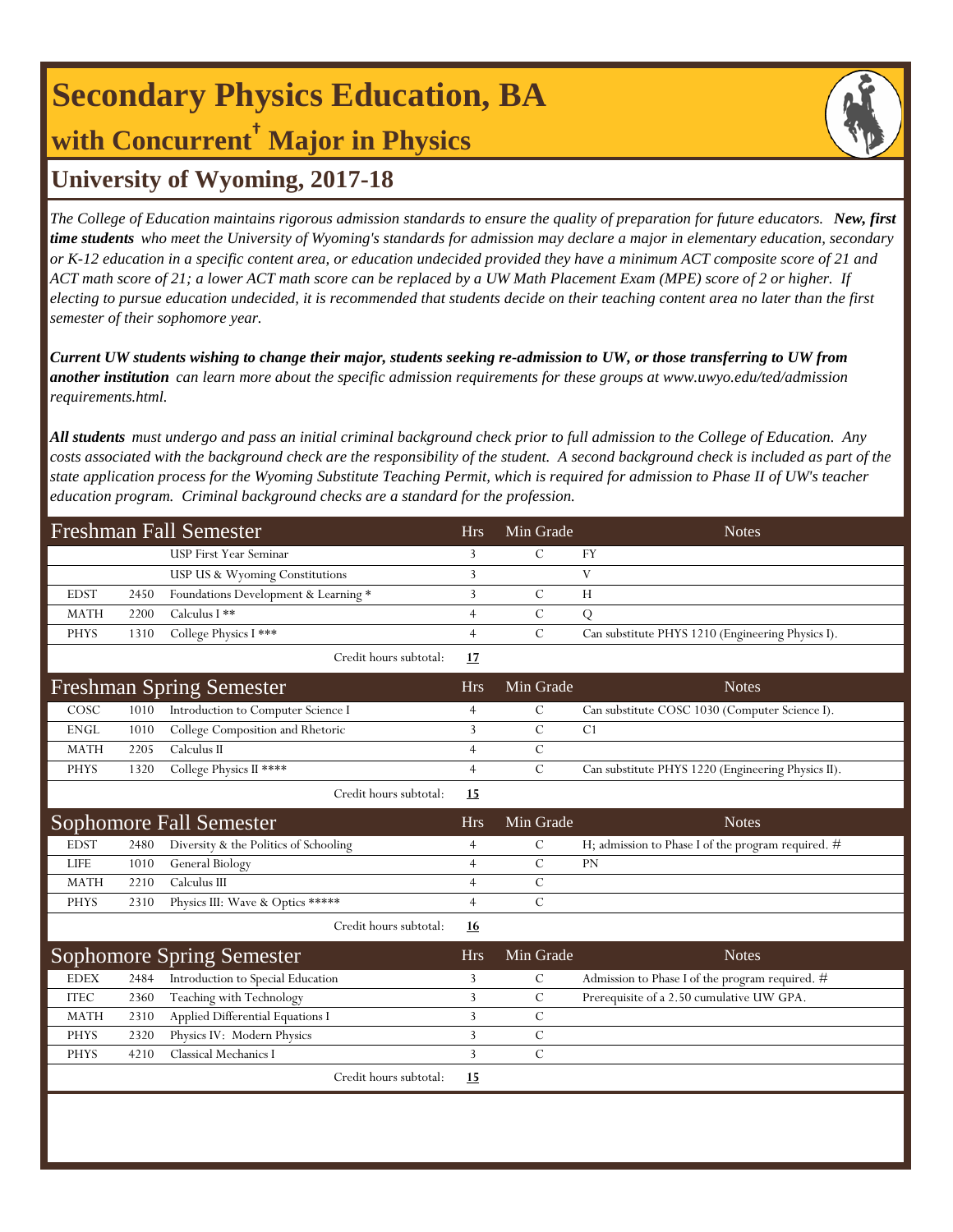# Secondary Physics Education, BA

## with Concurrent† Major in Physics

## University of Wyoming, 2017-18

*The College of Education maintains rigorous admission standards to ensure the quality of preparation for future educators.* ***New, first time students*** *who meet the University of Wyoming's standards for admission may declare a major in elementary education, secondary or K-12 education in a specific content area, or education undecided provided they have a minimum ACT composite score of 21 and ACT math score of 21; a lower ACT math score can be replaced by a UW Math Placement Exam (MPE) score of 2 or higher. If electing to pursue education undecided, it is recommended that students decide on their teaching content area no later than the first semester of their sophomore year.*

***Current UW students wishing to change their major, students seeking re-admission to UW, or those transferring to UW from another institution*** *can learn more about the specific admission requirements for these groups at www.uwyo.edu/ted/admission requirements.html.*

***All students*** *must undergo and pass an initial criminal background check prior to full admission to the College of Education. Any costs associated with the background check are the responsibility of the student. A second background check is included as part of the state application process for the Wyoming Substitute Teaching Permit, which is required for admission to Phase II of UW's teacher education program. Criminal background checks are a standard for the profession.*

| Freshman Fall Semester | | | Hrs | Min Grade | Notes |
|---|---|---|---|---|---|
| | | USP First Year Seminar | 3 | C | FY |
| | | USP US & Wyoming Constitutions | 3 | | V |
| EDST | 2450 | Foundations Development & Learning * | 3 | C | H |
| MATH | 2200 | Calculus I ** | 4 | C | Q |
| PHYS | 1310 | College Physics I *** | 4 | C | Can substitute PHYS 1210 (Engineering Physics I). |
| | | Credit hours subtotal: | **17** | | |

| Freshman Spring Semester | | | Hrs | Min Grade | Notes |
|---|---|---|---|---|---|
| COSC | 1010 | Introduction to Computer Science I | 4 | C | Can substitute COSC 1030 (Computer Science I). |
| ENGL | 1010 | College Composition and Rhetoric | 3 | C | C1 |
| MATH | 2205 | Calculus II | 4 | C | |
| PHYS | 1320 | College Physics II **** | 4 | C | Can substitute PHYS 1220 (Engineering Physics II). |
| | | Credit hours subtotal: | **15** | | |

| Sophomore Fall Semester | | | Hrs | Min Grade | Notes |
|---|---|---|---|---|---|
| EDST | 2480 | Diversity & the Politics of Schooling | 4 | C | H; admission to Phase I of the program required. # |
| LIFE | 1010 | General Biology | 4 | C | PN |
| MATH | 2210 | Calculus III | 4 | C | |
| PHYS | 2310 | Physics III: Wave & Optics ***** | 4 | C | |
| | | Credit hours subtotal: | **16** | | |

| Sophomore Spring Semester | | | Hrs | Min Grade | Notes |
|---|---|---|---|---|---|
| EDEX | 2484 | Introduction to Special Education | 3 | C | Admission to Phase I of the program required. # |
| ITEC | 2360 | Teaching with Technology | 3 | C | Prerequisite of a 2.50 cumulative UW GPA. |
| MATH | 2310 | Applied Differential Equations I | 3 | C | |
| PHYS | 2320 | Physics IV: Modern Physics | 3 | C | |
| PHYS | 4210 | Classical Mechanics I | 3 | C | |
| | | Credit hours subtotal: | **15** | | |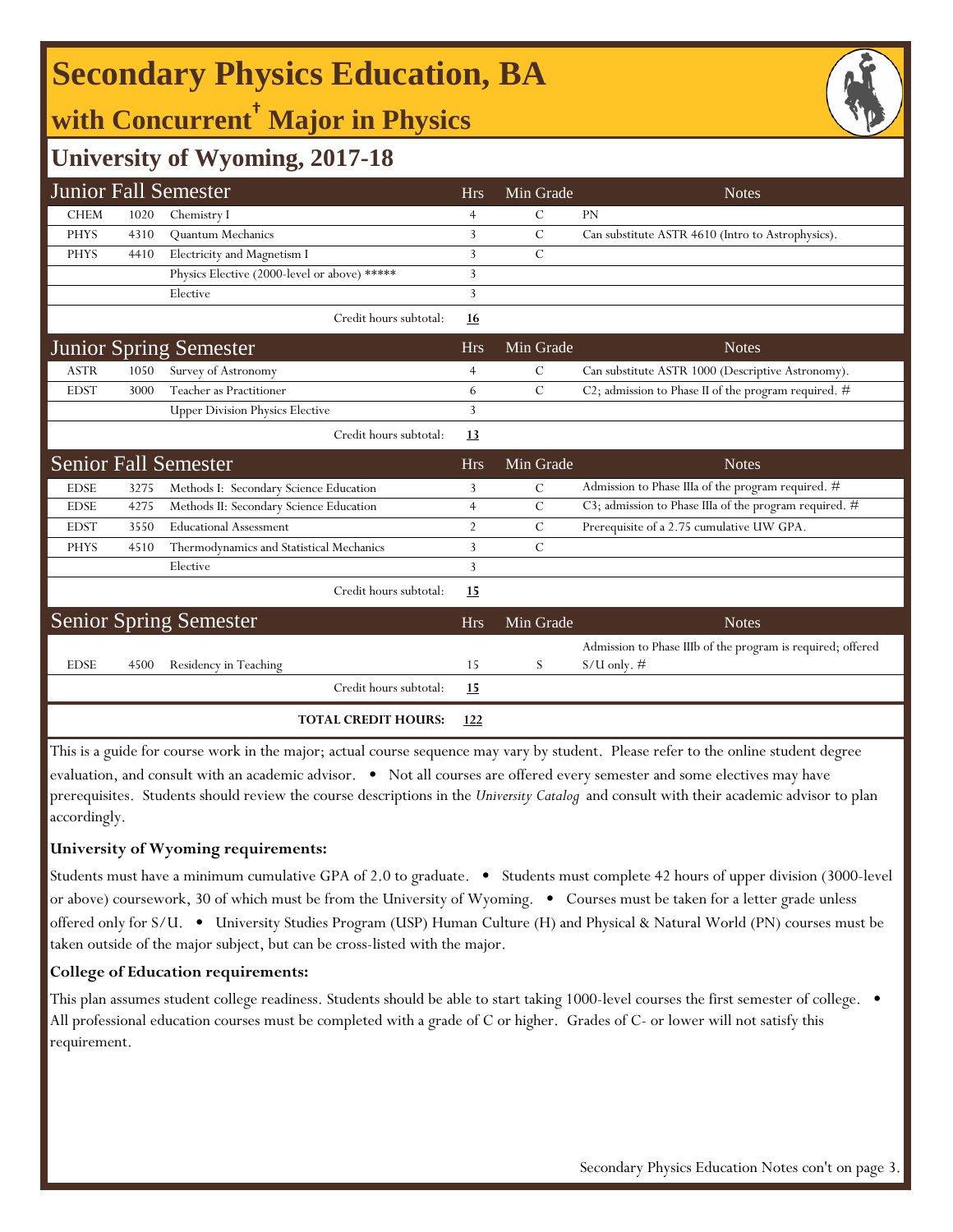# Secondary Physics Education, BA

## with Concurrent† Major in Physics

## University of Wyoming, 2017-18

| Junior Fall Semester | | | Hrs | Min Grade | Notes |
|---|---|---|---|---|---|
| CHEM | 1020 | Chemistry I | 4 | C | PN |
| PHYS | 4310 | Quantum Mechanics | 3 | C | Can substitute ASTR 4610 (Intro to Astrophysics). |
| PHYS | 4410 | Electricity and Magnetism I | 3 | C | |
| | | Physics Elective (2000-level or above) ***** | 3 | | |
| | | Elective | 3 | | |
| | | Credit hours subtotal: | **16** | | |

| Junior Spring Semester | | | Hrs | Min Grade | Notes |
|---|---|---|---|---|---|
| ASTR | 1050 | Survey of Astronomy | 4 | C | Can substitute ASTR 1000 (Descriptive Astronomy). |
| EDST | 3000 | Teacher as Practitioner | 6 | C | C2; admission to Phase II of the program required. # |
| | | Upper Division Physics Elective | 3 | | |
| | | Credit hours subtotal: | **13** | | |

| Senior Fall Semester | | | Hrs | Min Grade | Notes |
|---|---|---|---|---|---|
| EDSE | 3275 | Methods I: Secondary Science Education | 3 | C | Admission to Phase IIIa of the program required. # |
| EDSE | 4275 | Methods II: Secondary Science Education | 4 | C | C3; admission to Phase IIIa of the program required. # |
| EDST | 3550 | Educational Assessment | 2 | C | Prerequisite of a 2.75 cumulative UW GPA. |
| PHYS | 4510 | Thermodynamics and Statistical Mechanics | 3 | C | |
| | | Elective | 3 | | |
| | | Credit hours subtotal: | **15** | | |

| Senior Spring Semester | | | Hrs | Min Grade | Notes |
|---|---|---|---|---|---|
| EDSE | 4500 | Residency in Teaching | 15 | S | Admission to Phase IIIb of the program is required; offered S/U only. # |
| | | Credit hours subtotal: | **15** | | |
| | | **TOTAL CREDIT HOURS:** | **122** | | |

This is a guide for course work in the major; actual course sequence may vary by student. Please refer to the online student degree evaluation, and consult with an academic advisor. • Not all courses are offered every semester and some electives may have prerequisites. Students should review the course descriptions in the *University Catalog* and consult with their academic advisor to plan accordingly.

**University of Wyoming requirements:**

Students must have a minimum cumulative GPA of 2.0 to graduate. • Students must complete 42 hours of upper division (3000-level or above) coursework, 30 of which must be from the University of Wyoming. • Courses must be taken for a letter grade unless offered only for S/U. • University Studies Program (USP) Human Culture (H) and Physical & Natural World (PN) courses must be taken outside of the major subject, but can be cross-listed with the major.

**College of Education requirements:**

This plan assumes student college readiness. Students should be able to start taking 1000-level courses the first semester of college. • All professional education courses must be completed with a grade of C or higher. Grades of C- or lower will not satisfy this requirement.

Secondary Physics Education Notes con't on page 3.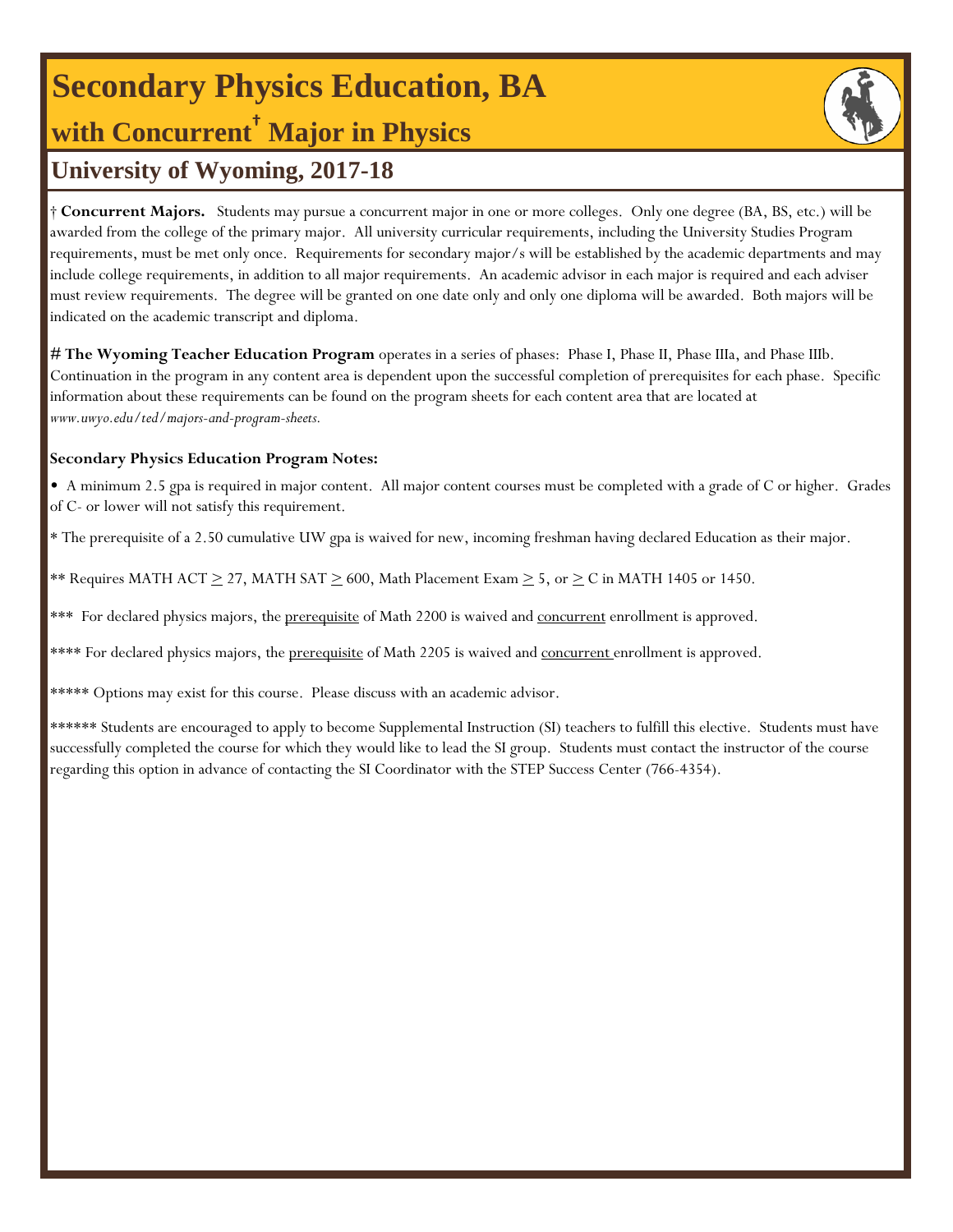# Secondary Physics Education, BA

## with Concurrent† Major in Physics

## University of Wyoming, 2017-18

† **Concurrent Majors.** Students may pursue a concurrent major in one or more colleges. Only one degree (BA, BS, etc.) will be awarded from the college of the primary major. All university curricular requirements, including the University Studies Program requirements, must be met only once. Requirements for secondary major/s will be established by the academic departments and may include college requirements, in addition to all major requirements. An academic advisor in each major is required and each adviser must review requirements. The degree will be granted on one date only and only one diploma will be awarded. Both majors will be indicated on the academic transcript and diploma.

**# The Wyoming Teacher Education Program** operates in a series of phases: Phase I, Phase II, Phase IIIa, and Phase IIIb. Continuation in the program in any content area is dependent upon the successful completion of prerequisites for each phase. Specific information about these requirements can be found on the program sheets for each content area that are located at *www.uwyo.edu/ted/majors-and-program-sheets.*

**Secondary Physics Education Program Notes:**

• A minimum 2.5 gpa is required in major content. All major content courses must be completed with a grade of C or higher. Grades of C- or lower will not satisfy this requirement.

* The prerequisite of a 2.50 cumulative UW gpa is waived for new, incoming freshman having declared Education as their major.

** Requires MATH ACT ≥ 27, MATH SAT ≥ 600, Math Placement Exam ≥ 5, or ≥ C in MATH 1405 or 1450.

*** For declared physics majors, the <u>prerequisite</u> of Math 2200 is waived and <u>concurrent</u> enrollment is approved.

**** For declared physics majors, the <u>prerequisite</u> of Math 2205 is waived and <u>concurrent</u> enrollment is approved.

***** Options may exist for this course. Please discuss with an academic advisor.

****** Students are encouraged to apply to become Supplemental Instruction (SI) teachers to fulfill this elective. Students must have successfully completed the course for which they would like to lead the SI group. Students must contact the instructor of the course regarding this option in advance of contacting the SI Coordinator with the STEP Success Center (766-4354).